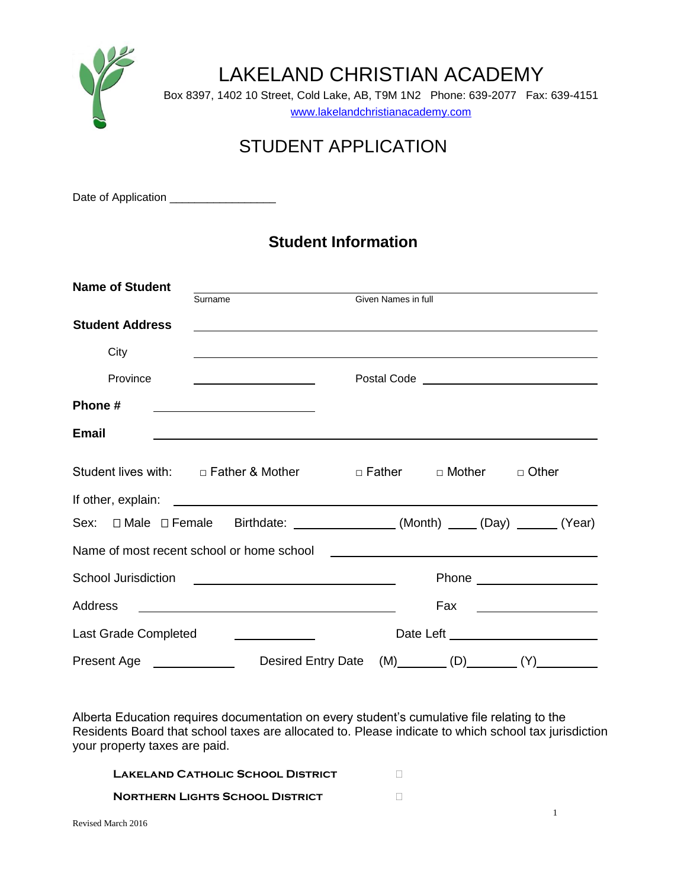# LAKELAND CHRISTIAN ACADEMY

Box 8397, 1402 10 Street, Cold Lake, AB, T9M 1N2 Phone: 639-2077 Fax: 639-4151

www.lakelandchristianacademy.com

## STUDENT APPLICATION

Date of Application _________________

### Student Information

**Name of Student** ______________________________________________
Surname Given Names in full

**Student Address** ______________________________________________

City ______________________________________________

Province ____________________ Postal Code ____________________

**Phone #** ____________________

**Email** ______________________________________________

Student lives with: □ Father & Mother □ Father □ Mother □ Other

If other, explain: ______________________________________________

Sex: □ Male □ Female Birthdate: ______________ (Month) ____ (Day) ______ (Year)

Name of most recent school or home school ______________________________

School Jurisdiction ______________________ Phone ______________

Address ______________________ Fax ______________

Last Grade Completed ___________ Date Left ____________________

Present Age ___________ Desired Entry Date (M)_______ (D)_______ (Y)________

Alberta Education requires documentation on every student's cumulative file relating to the Residents Board that school taxes are allocated to. Please indicate to which school tax jurisdiction your property taxes are paid.

LAKELAND CATHOLIC SCHOOL DISTRICT □

NORTHERN LIGHTS SCHOOL DISTRICT □

Revised March 2016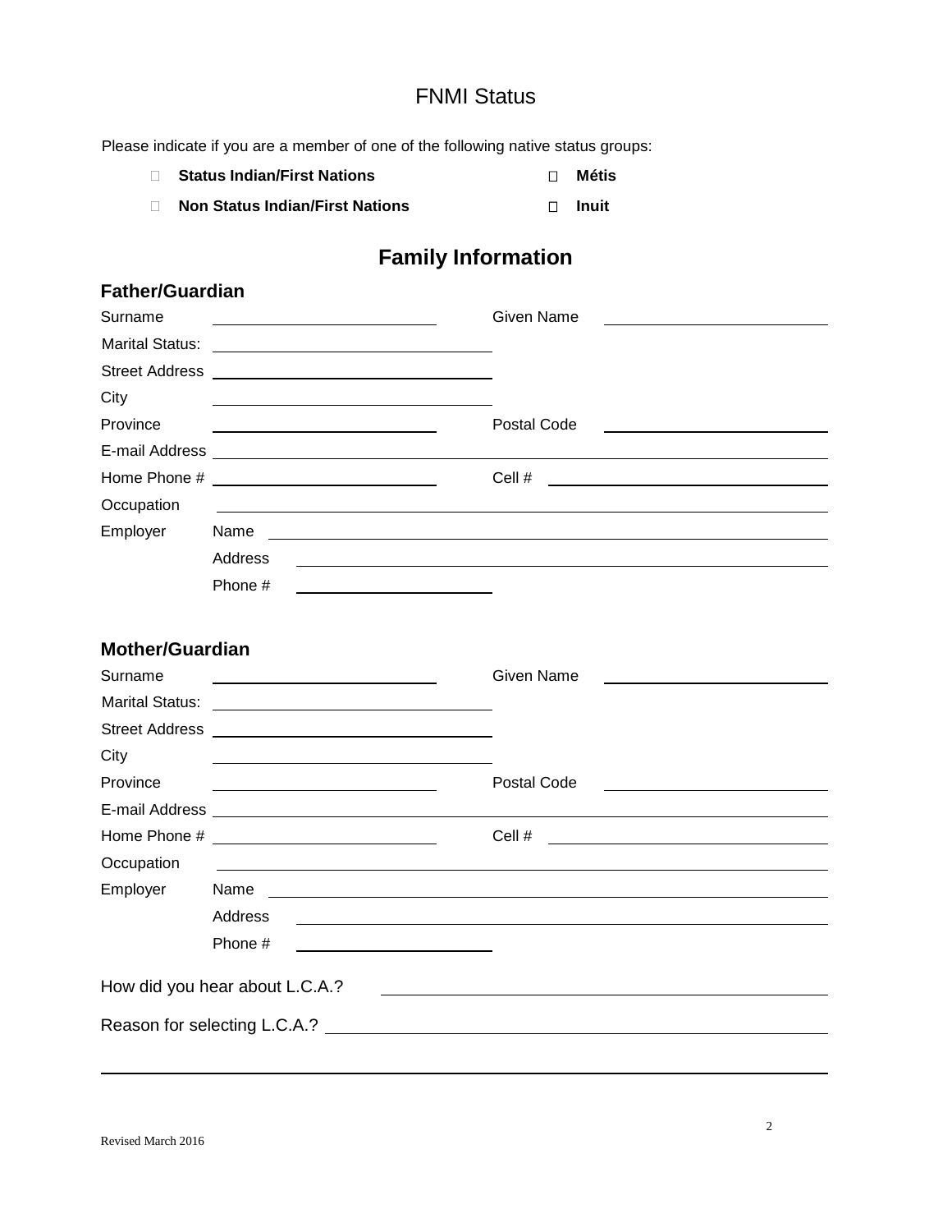# FNMI Status

Please indicate if you are a member of one of the following native status groups:

- ☐ **Status Indian/First Nations**
- ☐ **Métis**
- ☐ **Non Status Indian/First Nations**
- ☐ **Inuit**

## Family Information

### Father/Guardian

Surname ____________________ Given Name ____________________

Marital Status: ____________________

Street Address ____________________

City ____________________

Province ____________________ Postal Code ____________________

E-mail Address ____________________

Home Phone # ____________________ Cell # ____________________

Occupation ____________________

Employer Name ____________________

Address ____________________

Phone # ____________________

### Mother/Guardian

Surname ____________________ Given Name ____________________

Marital Status: ____________________

Street Address ____________________

City ____________________

Province ____________________ Postal Code ____________________

E-mail Address ____________________

Home Phone # ____________________ Cell # ____________________

Occupation ____________________

Employer Name ____________________

Address ____________________

Phone # ____________________

How did you hear about L.C.A.? ____________________

Reason for selecting L.C.A.? ____________________

____________________

Revised March 2016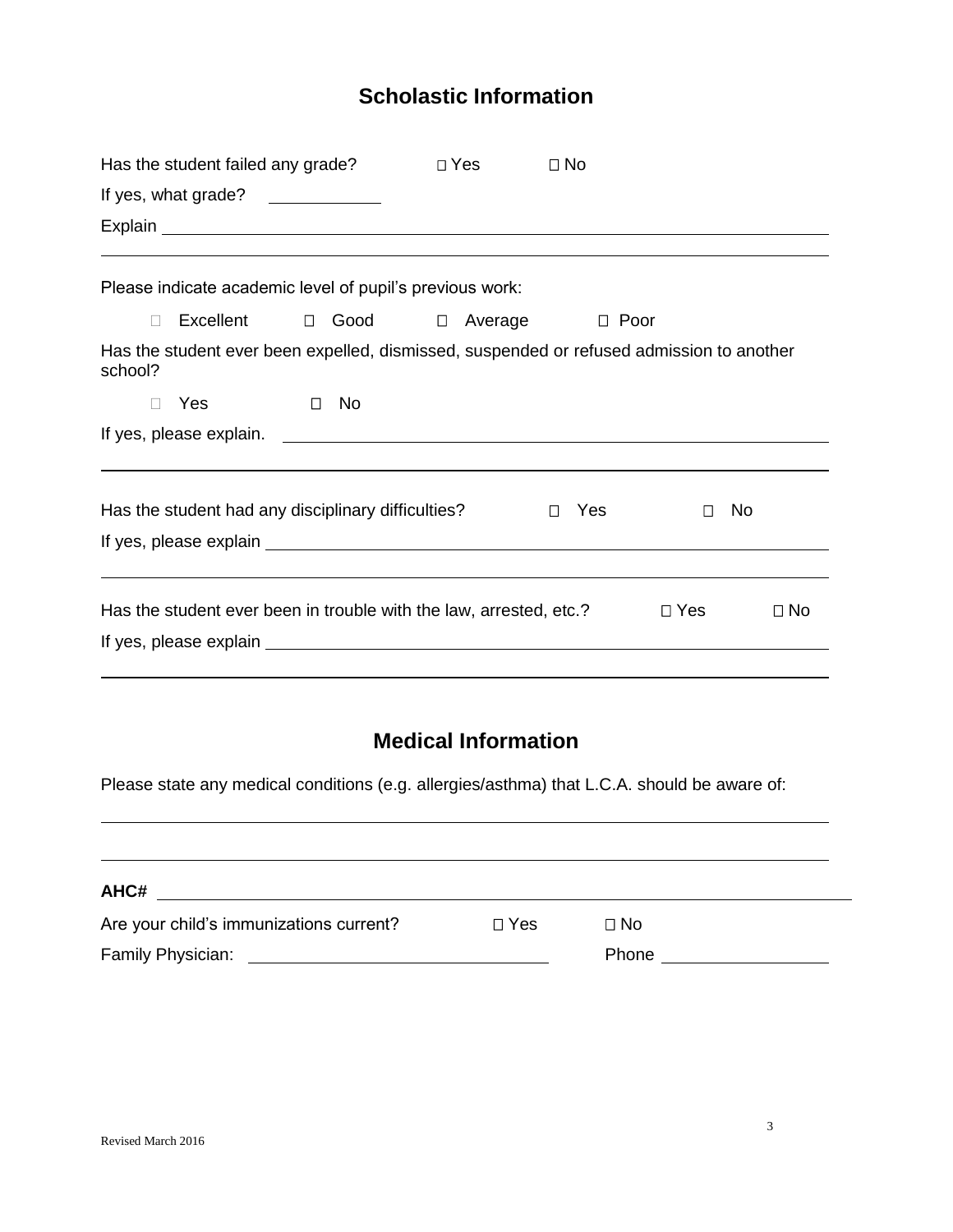## Scholastic Information

Has the student failed any grade? ☐ Yes ☐ No

If yes, what grade? ____________

Explain ______________________________________________________________________

______________________________________________________________________________

Please indicate academic level of pupil's previous work:

☐ Excellent ☐ Good ☐ Average ☐ Poor

Has the student ever been expelled, dismissed, suspended or refused admission to another school?

☐ Yes ☐ No

If yes, please explain. ________________________________________________________

______________________________________________________________________________

Has the student had any disciplinary difficulties? ☐ Yes ☐ No

If yes, please explain ________________________________________________________

______________________________________________________________________________

Has the student ever been in trouble with the law, arrested, etc.? ☐ Yes ☐ No

If yes, please explain ________________________________________________________

______________________________________________________________________________

## Medical Information

Please state any medical conditions (e.g. allergies/asthma) that L.C.A. should be aware of:

______________________________________________________________________________

______________________________________________________________________________

**AHC#** ______________________________________________________________________

Are your child's immunizations current? ☐ Yes ☐ No

Family Physician: ______________________________ Phone ________________

Revised March 2016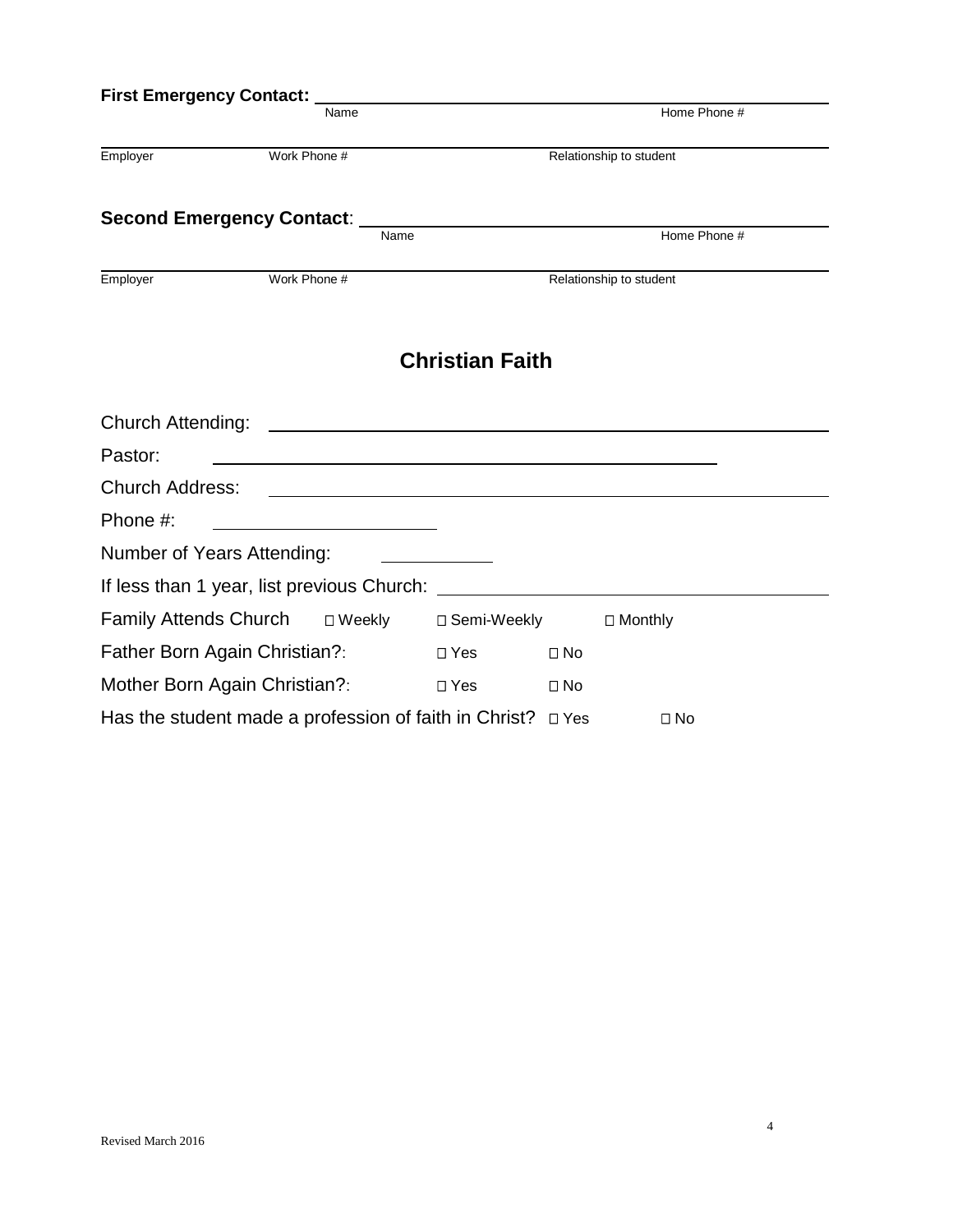**First Emergency Contact:** ______________________________________________

Name ______________________ Home Phone # ______________________

Employer ______________ Work Phone # ______________ Relationship to student ______________

**Second Emergency Contact**: ______________________________________________

Name ______________________ Home Phone # ______________________

Employer ______________ Work Phone # ______________ Relationship to student ______________

## Christian Faith

Church Attending: ______________________________________________

Pastor: ______________________________________________

Church Address: ______________________________________________

Phone #: ______________________

Number of Years Attending: ____________

If less than 1 year, list previous Church: ______________________________

Family Attends Church ☐ Weekly ☐ Semi-Weekly ☐ Monthly

Father Born Again Christian?: ☐ Yes ☐ No

Mother Born Again Christian?: ☐ Yes ☐ No

Has the student made a profession of faith in Christ? ☐ Yes ☐ No

Revised March 2016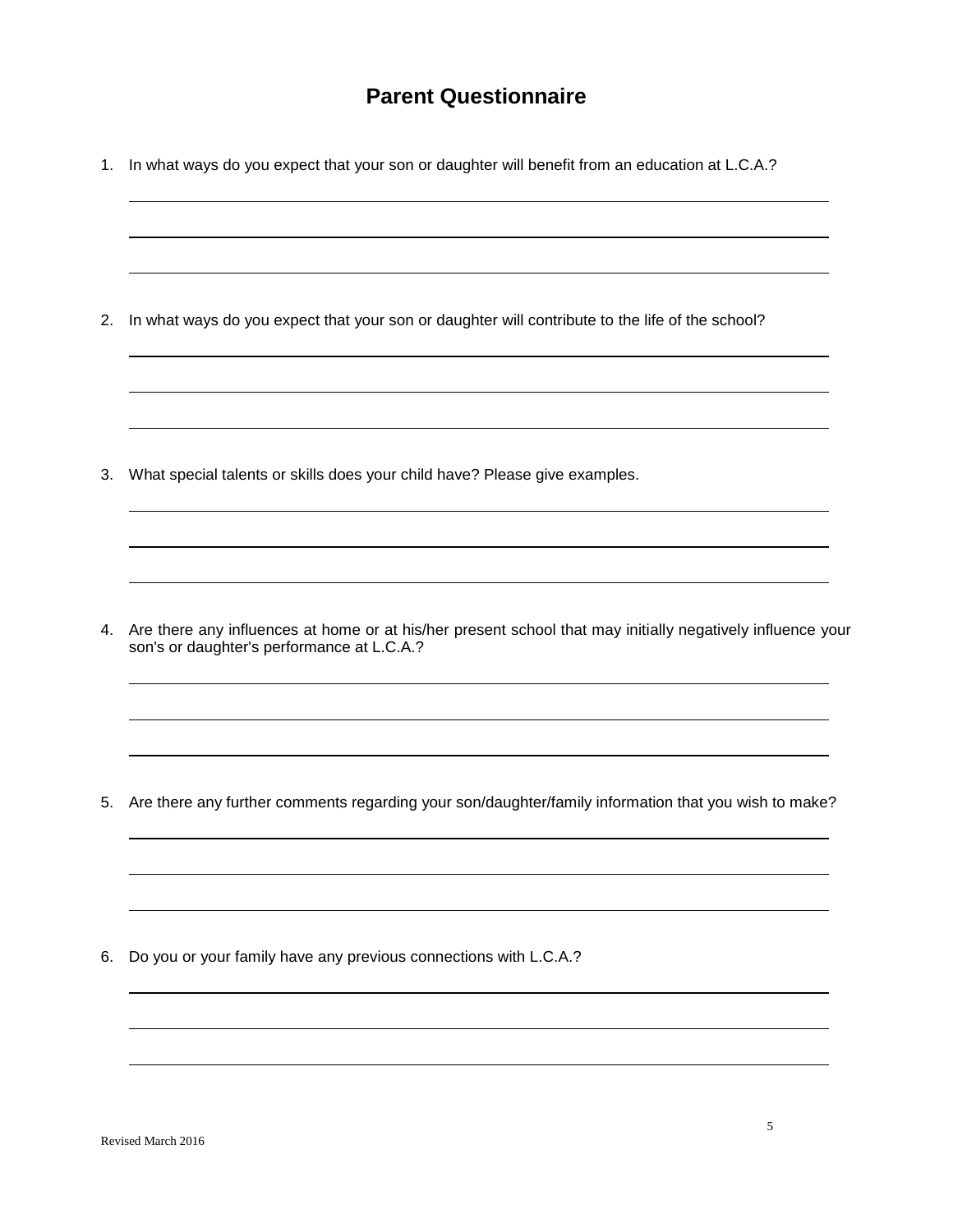# Parent Questionnaire

1. In what ways do you expect that your son or daughter will benefit from an education at L.C.A.?

2. In what ways do you expect that your son or daughter will contribute to the life of the school?

3. What special talents or skills does your child have? Please give examples.

4. Are there any influences at home or at his/her present school that may initially negatively influence your son's or daughter's performance at L.C.A.?

5. Are there any further comments regarding your son/daughter/family information that you wish to make?

6. Do you or your family have any previous connections with L.C.A.?

Revised March 2016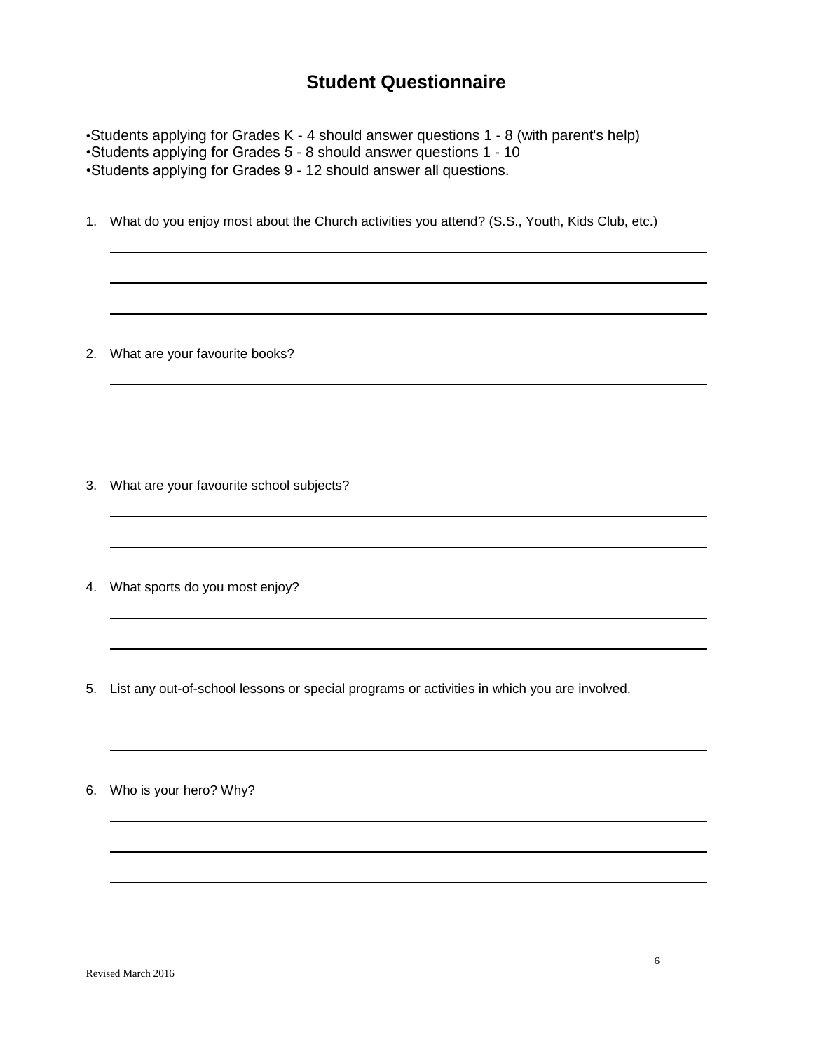# Student Questionnaire

- Students applying for Grades K - 4 should answer questions 1 - 8 (with parent's help)
- Students applying for Grades 5 - 8 should answer questions 1 - 10
- Students applying for Grades 9 - 12 should answer all questions.

1. What do you enjoy most about the Church activities you attend? (S.S., Youth, Kids Club, etc.)

______________________________________________________________________

______________________________________________________________________

______________________________________________________________________

2. What are your favourite books?

______________________________________________________________________

______________________________________________________________________

______________________________________________________________________

3. What are your favourite school subjects?

______________________________________________________________________

______________________________________________________________________

4. What sports do you most enjoy?

______________________________________________________________________

______________________________________________________________________

5. List any out-of-school lessons or special programs or activities in which you are involved.

______________________________________________________________________

______________________________________________________________________

6. Who is your hero? Why?

______________________________________________________________________

______________________________________________________________________

______________________________________________________________________

Revised March 2016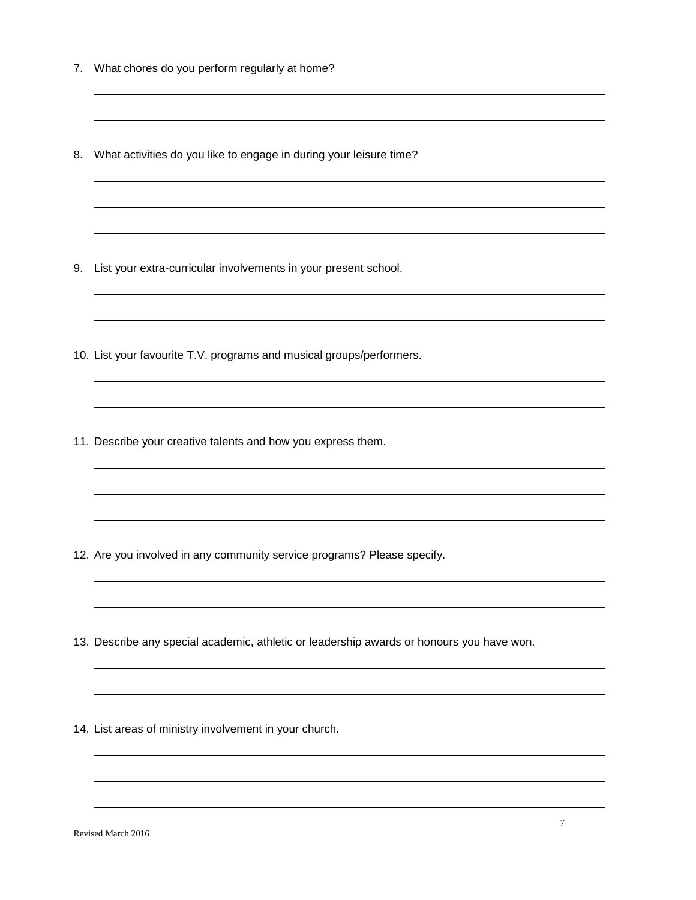7. What chores do you perform regularly at home?

8. What activities do you like to engage in during your leisure time?

9. List your extra-curricular involvements in your present school.

10. List your favourite T.V. programs and musical groups/performers.

11. Describe your creative talents and how you express them.

12. Are you involved in any community service programs? Please specify.

13. Describe any special academic, athletic or leadership awards or honours you have won.

14. List areas of ministry involvement in your church.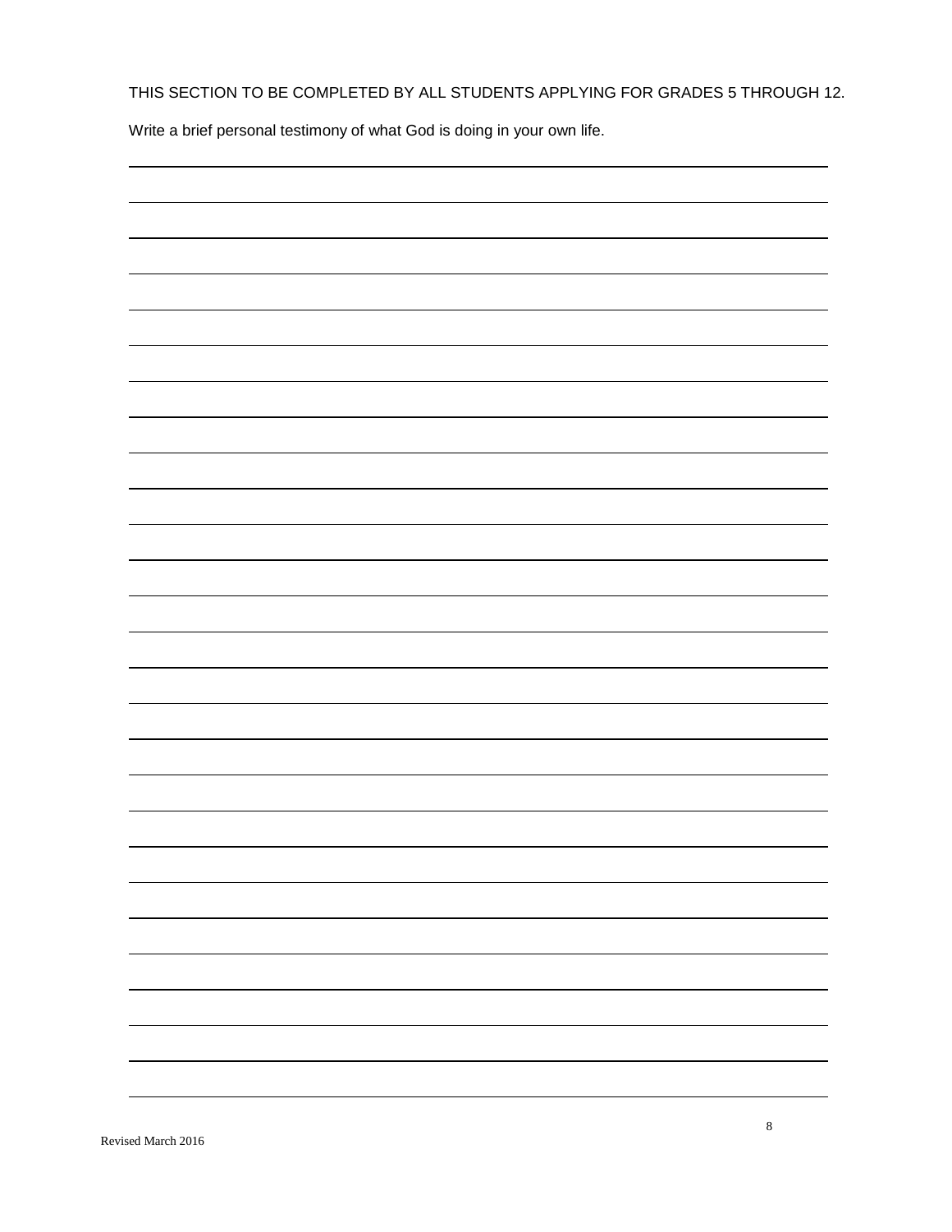THIS SECTION TO BE COMPLETED BY ALL STUDENTS APPLYING FOR GRADES 5 THROUGH 12.

Write a brief personal testimony of what God is doing in your own life.

Revised March 2016